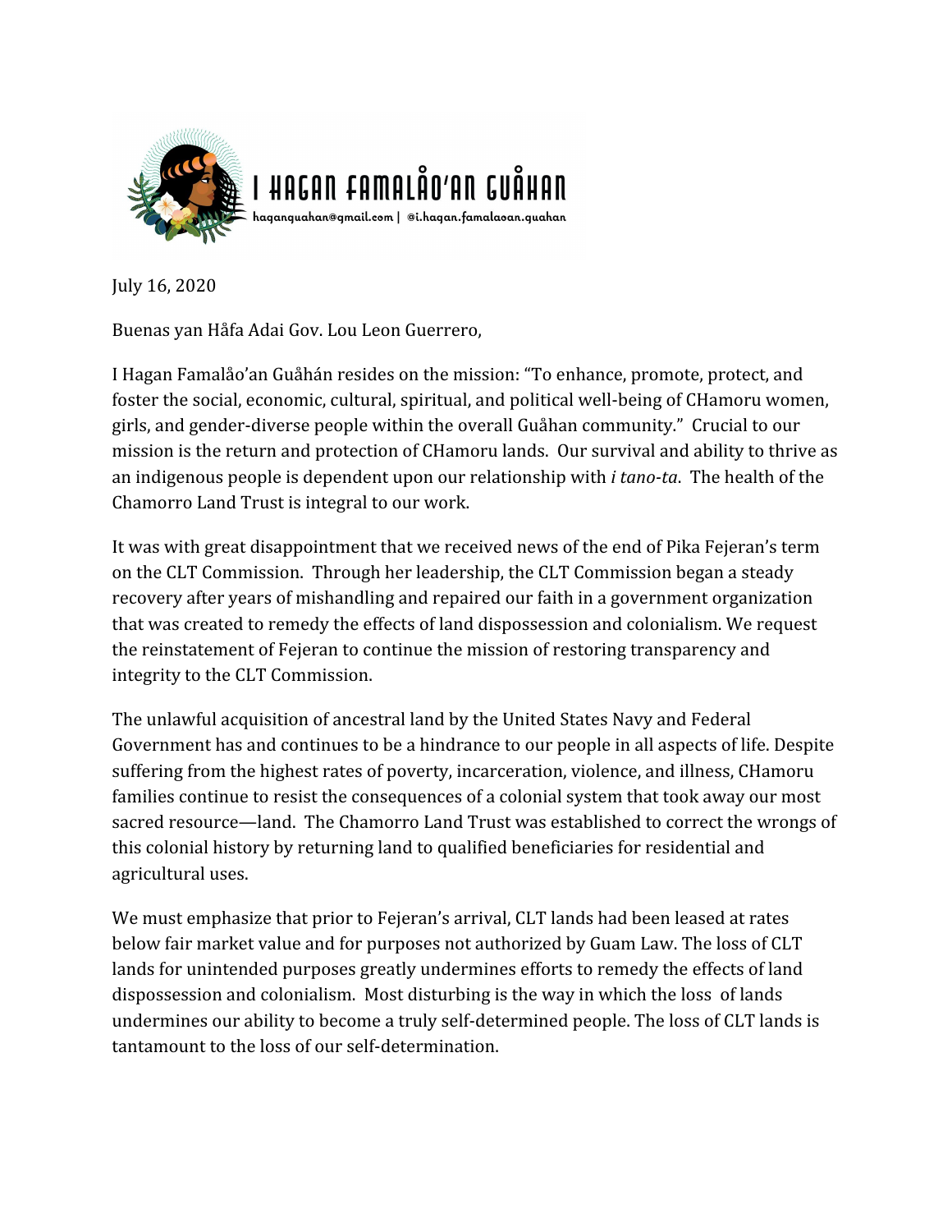# I HAGAN FAMALÅO'AN GUÅHAN

haganguahan@gmail.com | @i.hagan.famalaoan.guahan

July 16, 2020

Buenas yan Håfa Adai Gov. Lou Leon Guerrero,

I Hagan Famalåo'an Guåhán resides on the mission: "To enhance, promote, protect, and foster the social, economic, cultural, spiritual, and political well-being of CHamoru women, girls, and gender-diverse people within the overall Guåhan community." Crucial to our mission is the return and protection of CHamoru lands. Our survival and ability to thrive as an indigenous people is dependent upon our relationship with *i tano-ta*. The health of the Chamorro Land Trust is integral to our work.

It was with great disappointment that we received news of the end of Pika Fejeran's term on the CLT Commission. Through her leadership, the CLT Commission began a steady recovery after years of mishandling and repaired our faith in a government organization that was created to remedy the effects of land dispossession and colonialism. We request the reinstatement of Fejeran to continue the mission of restoring transparency and integrity to the CLT Commission.

The unlawful acquisition of ancestral land by the United States Navy and Federal Government has and continues to be a hindrance to our people in all aspects of life. Despite suffering from the highest rates of poverty, incarceration, violence, and illness, CHamoru families continue to resist the consequences of a colonial system that took away our most sacred resource—land. The Chamorro Land Trust was established to correct the wrongs of this colonial history by returning land to qualified beneficiaries for residential and agricultural uses.

We must emphasize that prior to Fejeran's arrival, CLT lands had been leased at rates below fair market value and for purposes not authorized by Guam Law. The loss of CLT lands for unintended purposes greatly undermines efforts to remedy the effects of land dispossession and colonialism. Most disturbing is the way in which the loss of lands undermines our ability to become a truly self-determined people. The loss of CLT lands is tantamount to the loss of our self-determination.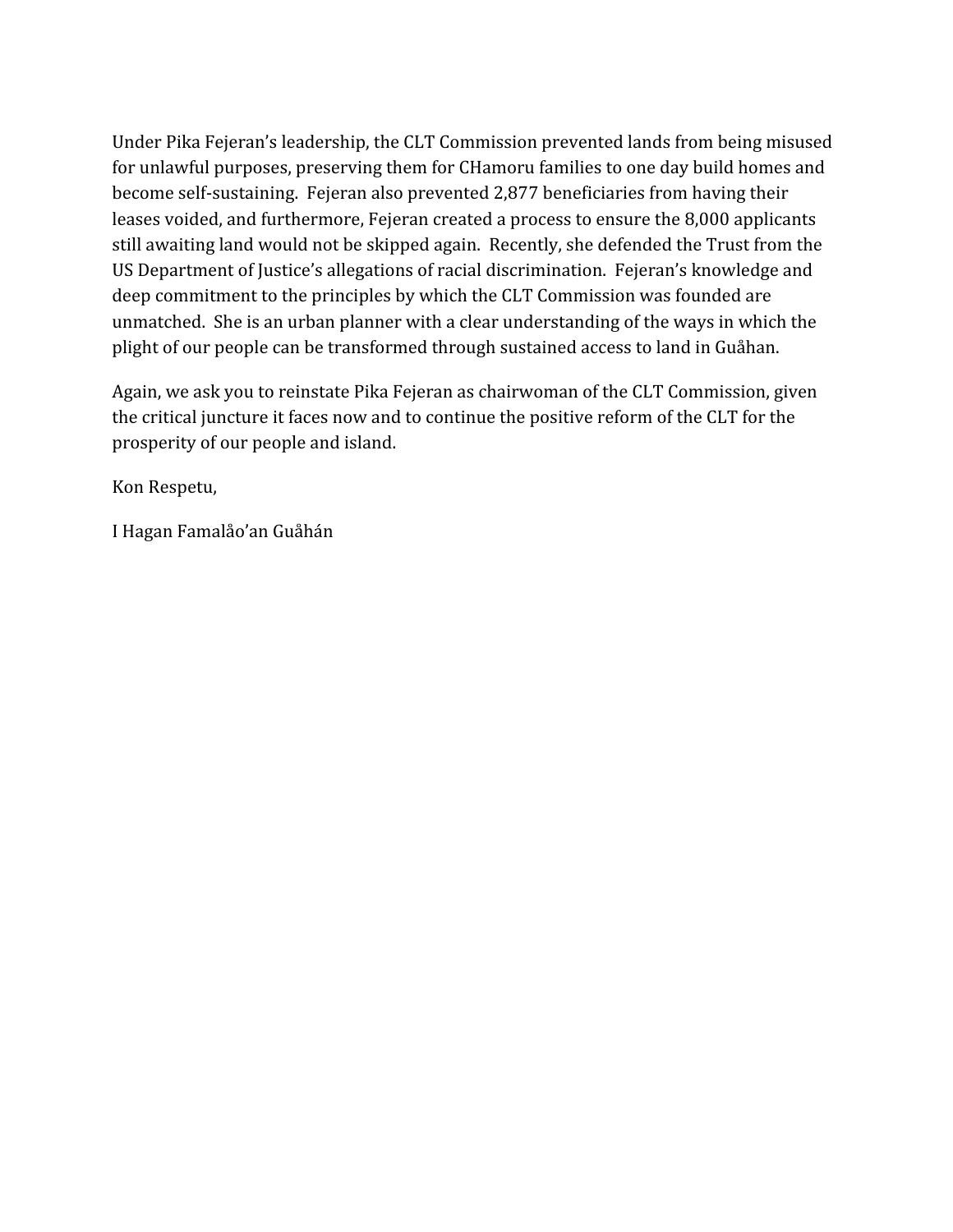Under Pika Fejeran's leadership, the CLT Commission prevented lands from being misused for unlawful purposes, preserving them for CHamoru families to one day build homes and become self-sustaining. Fejeran also prevented 2,877 beneficiaries from having their leases voided, and furthermore, Fejeran created a process to ensure the 8,000 applicants still awaiting land would not be skipped again. Recently, she defended the Trust from the US Department of Justice's allegations of racial discrimination. Fejeran's knowledge and deep commitment to the principles by which the CLT Commission was founded are unmatched. She is an urban planner with a clear understanding of the ways in which the plight of our people can be transformed through sustained access to land in Guåhan.

Again, we ask you to reinstate Pika Fejeran as chairwoman of the CLT Commission, given the critical juncture it faces now and to continue the positive reform of the CLT for the prosperity of our people and island.

Kon Respetu,

I Hagan Famalåo'an Guåhán